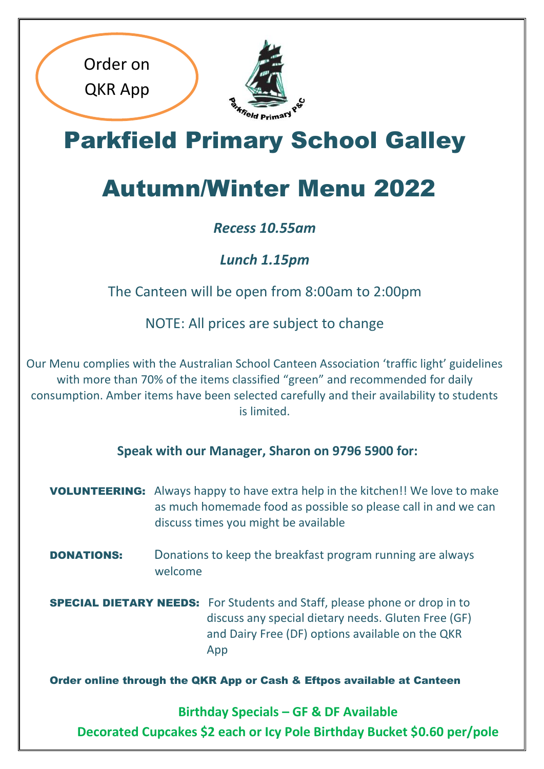Order on QKR App

Parkfield Primary P&C

# Parkfield Primary School Galley

# Autumn/Winter Menu 2022

***Recess 10.55am***

***Lunch 1.15pm***

The Canteen will be open from 8:00am to 2:00pm

NOTE: All prices are subject to change

Our Menu complies with the Australian School Canteen Association 'traffic light' guidelines with more than 70% of the items classified "green" and recommended for daily consumption. Amber items have been selected carefully and their availability to students is limited.

**Speak with our Manager, Sharon on 9796 5900 for:**

**VOLUNTEERING:** Always happy to have extra help in the kitchen!! We love to make as much homemade food as possible so please call in and we can discuss times you might be available

**DONATIONS:** Donations to keep the breakfast program running are always welcome

**SPECIAL DIETARY NEEDS:** For Students and Staff, please phone or drop in to discuss any special dietary needs. Gluten Free (GF) and Dairy Free (DF) options available on the QKR App

**Order online through the QKR App or Cash & Eftpos available at Canteen**

**Birthday Specials – GF & DF Available**

**Decorated Cupcakes $2 each or Icy Pole Birthday Bucket $0.60 per/pole**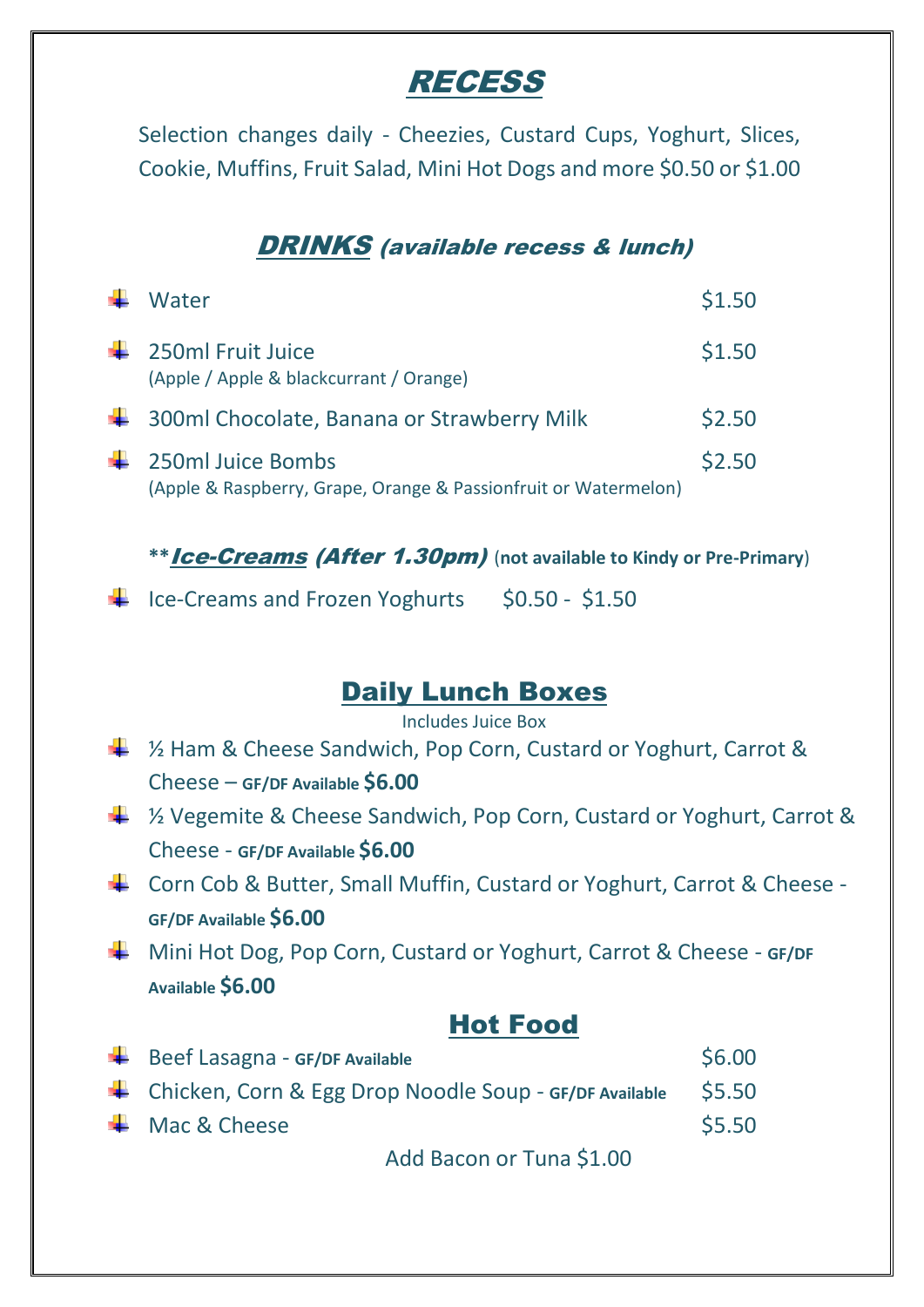## ***RECESS***

Selection changes daily - Cheezies, Custard Cups, Yoghurt, Slices, Cookie, Muffins, Fruit Salad, Mini Hot Dogs and more $0.50 or $1.00

## ***DRINKS*** *(available recess & lunch)*

| Item | Price |
|---|---|
| Water | $1.50 |
| 250ml Fruit Juice (Apple / Apple & blackcurrant / Orange) | $1.50 |
| 300ml Chocolate, Banana or Strawberry Milk | $2.50 |
| 250ml Juice Bombs (Apple & Raspberry, Grape, Orange & Passionfruit or Watermelon) | $2.50 |

****Ice-Creams* *(After 1.30pm)*** (**not available to Kindy or Pre-Primary**)

- Ice-Creams and Frozen Yoghurts $0.50 - $1.50

## Daily Lunch Boxes

Includes Juice Box

- ½ Ham & Cheese Sandwich, Pop Corn, Custard or Yoghurt, Carrot & Cheese – **GF/DF Available $6.00**
- ½ Vegemite & Cheese Sandwich, Pop Corn, Custard or Yoghurt, Carrot & Cheese - **GF/DF Available $6.00**
- Corn Cob & Butter, Small Muffin, Custard or Yoghurt, Carrot & Cheese - **GF/DF Available $6.00**
- Mini Hot Dog, Pop Corn, Custard or Yoghurt, Carrot & Cheese - **GF/DF Available $6.00**

## Hot Food

| Item | Price |
|---|---|
| Beef Lasagna - **GF/DF Available** | $6.00 |
| Chicken, Corn & Egg Drop Noodle Soup - **GF/DF Available** | $5.50 |
| Mac & Cheese | $5.50 |

Add Bacon or Tuna $1.00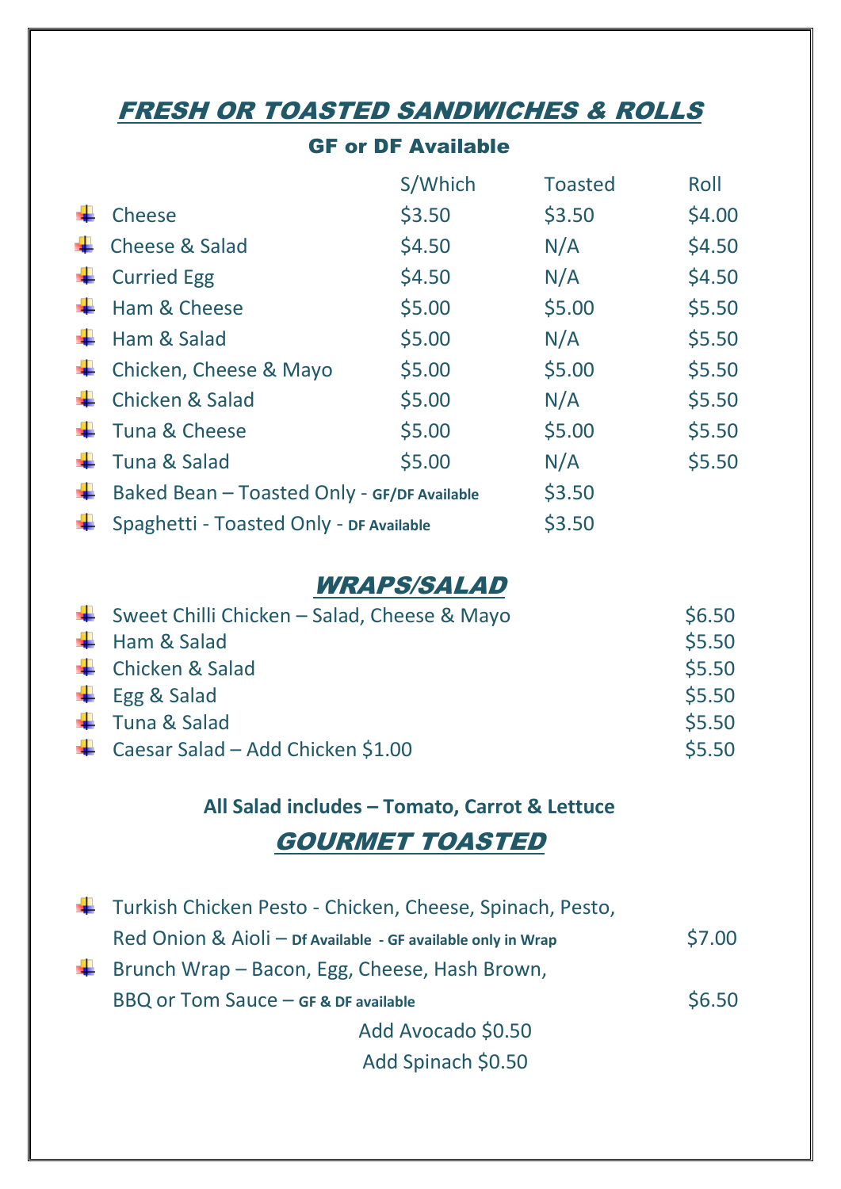## FRESH OR TOASTED SANDWICHES & ROLLS

**GF or DF Available**

| | S/Which | Toasted | Roll |
|---|---|---|---|
| Cheese | $3.50 | $3.50 | $4.00 |
| Cheese & Salad | $4.50 | N/A | $4.50 |
| Curried Egg | $4.50 | N/A | $4.50 |
| Ham & Cheese | $5.00 | $5.00 | $5.50 |
| Ham & Salad | $5.00 | N/A | $5.50 |
| Chicken, Cheese & Mayo | $5.00 | $5.00 | $5.50 |
| Chicken & Salad | $5.00 | N/A | $5.50 |
| Tuna & Cheese | $5.00 | $5.00 | $5.50 |
| Tuna & Salad | $5.00 | N/A | $5.50 |
| Baked Bean – Toasted Only - **GF/DF Available** | | $3.50 | |
| Spaghetti - Toasted Only - **DF Available** | | $3.50 | |

## WRAPS/SALAD

- Sweet Chilli Chicken – Salad, Cheese & Mayo $6.50
- Ham & Salad $5.50
- Chicken & Salad $5.50
- Egg & Salad $5.50
- Tuna & Salad $5.50
- Caesar Salad – Add Chicken $1.00 $5.50

**All Salad includes – Tomato, Carrot & Lettuce**

## GOURMET TOASTED

- Turkish Chicken Pesto - Chicken, Cheese, Spinach, Pesto, Red Onion & Aioli – **Df Available - GF available only in Wrap** $7.00
- Brunch Wrap – Bacon, Egg, Cheese, Hash Brown, BBQ or Tom Sauce – **GF & DF available** $6.50

Add Avocado $0.50

Add Spinach $0.50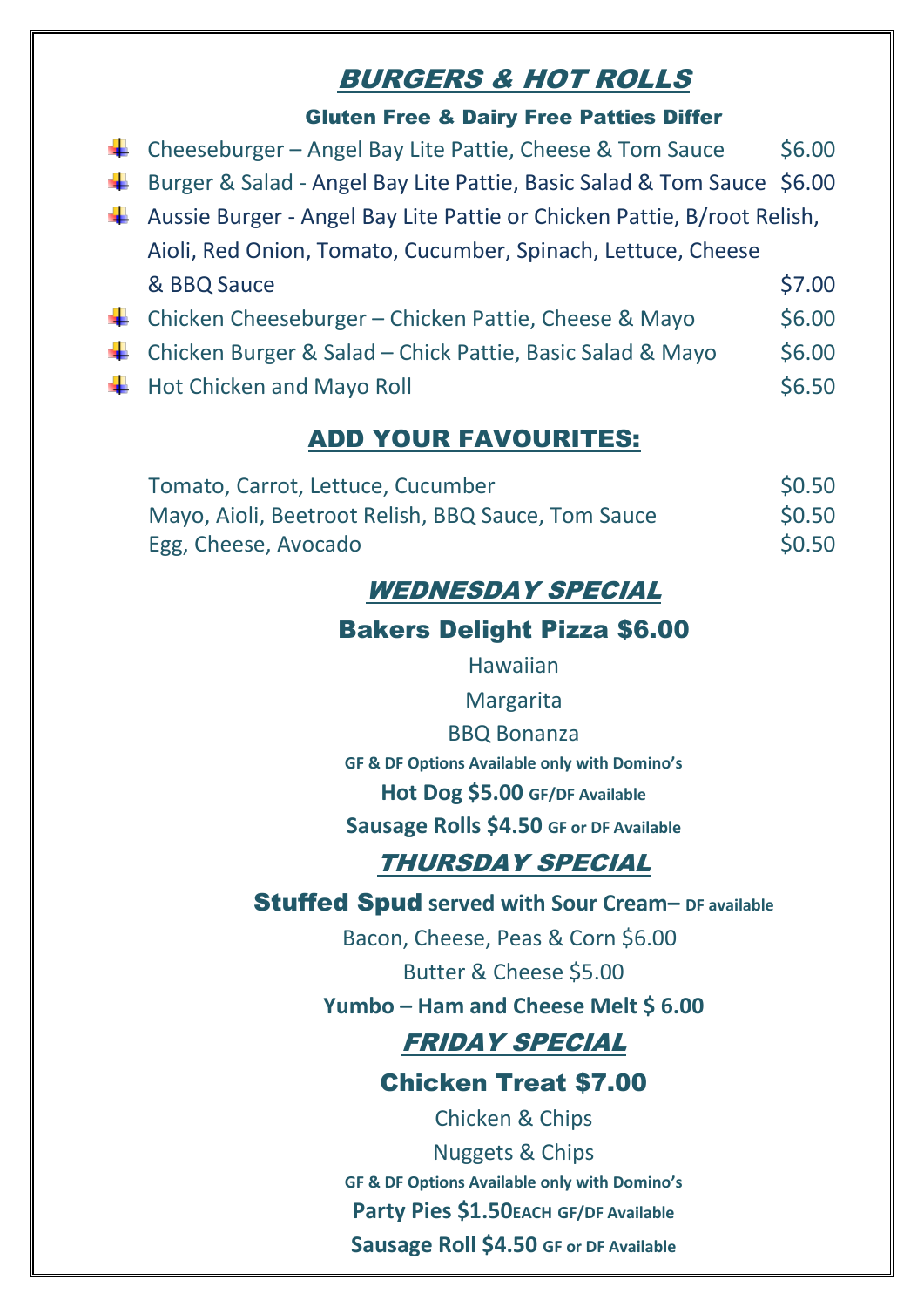## ***BURGERS & HOT ROLLS***

**Gluten Free & Dairy Free Patties Differ**

- Cheeseburger – Angel Bay Lite Pattie, Cheese & Tom Sauce $6.00
- Burger & Salad - Angel Bay Lite Pattie, Basic Salad & Tom Sauce $6.00
- Aussie Burger - Angel Bay Lite Pattie or Chicken Pattie, B/root Relish, Aioli, Red Onion, Tomato, Cucumber, Spinach, Lettuce, Cheese & BBQ Sauce $7.00
- Chicken Cheeseburger – Chicken Pattie, Cheese & Mayo $6.00
- Chicken Burger & Salad – Chick Pattie, Basic Salad & Mayo $6.00
- Hot Chicken and Mayo Roll $6.50

## ADD YOUR FAVOURITES:

| | |
|---|---|
| Tomato, Carrot, Lettuce, Cucumber | $0.50 |
| Mayo, Aioli, Beetroot Relish, BBQ Sauce, Tom Sauce | $0.50 |
| Egg, Cheese, Avocado | $0.50 |

## ***WEDNESDAY SPECIAL***

### Bakers Delight Pizza $6.00

Hawaiian

Margarita

BBQ Bonanza

**GF & DF Options Available only with Domino's**

**Hot Dog $5.00** **GF/DF Available**

**Sausage Rolls $4.50** **GF or DF Available**

## ***THURSDAY SPECIAL***

**Stuffed Spud** **served with Sour Cream–** **DF available**

Bacon, Cheese, Peas & Corn $6.00

Butter & Cheese $5.00

**Yumbo – Ham and Cheese Melt $ 6.00**

## ***FRIDAY SPECIAL***

### Chicken Treat $7.00

Chicken & Chips

Nuggets & Chips

**GF & DF Options Available only with Domino's**

**Party Pies $1.50EACH** **GF/DF Available**

**Sausage Roll $4.50** **GF or DF Available**